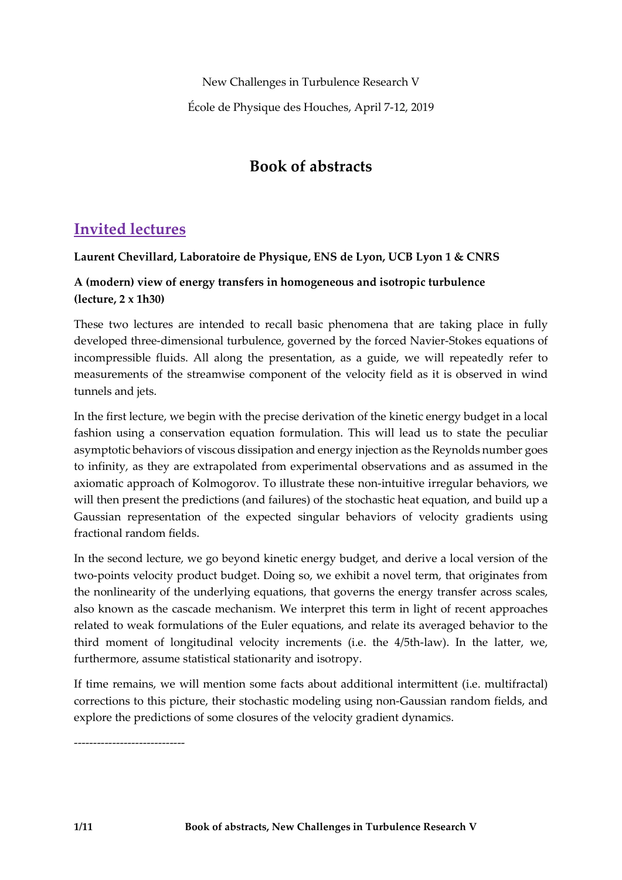New Challenges in Turbulence Research V

École de Physique des Houches, April 7-12, 2019

# Book of abstracts

## Invited lectures

**Laurent Chevillard, Laboratoire de Physique, ENS de Lyon, UCB Lyon 1 & CNRS**

### A (modern) view of energy transfers in homogeneous and isotropic turbulence (lecture, 2 x 1h30)

These two lectures are intended to recall basic phenomena that are taking place in fully developed three-dimensional turbulence, governed by the forced Navier-Stokes equations of incompressible fluids. All along the presentation, as a guide, we will repeatedly refer to measurements of the streamwise component of the velocity field as it is observed in wind tunnels and jets.

In the first lecture, we begin with the precise derivation of the kinetic energy budget in a local fashion using a conservation equation formulation. This will lead us to state the peculiar asymptotic behaviors of viscous dissipation and energy injection as the Reynolds number goes to infinity, as they are extrapolated from experimental observations and as assumed in the axiomatic approach of Kolmogorov. To illustrate these non-intuitive irregular behaviors, we will then present the predictions (and failures) of the stochastic heat equation, and build up a Gaussian representation of the expected singular behaviors of velocity gradients using fractional random fields.

In the second lecture, we go beyond kinetic energy budget, and derive a local version of the two-points velocity product budget. Doing so, we exhibit a novel term, that originates from the nonlinearity of the underlying equations, that governs the energy transfer across scales, also known as the cascade mechanism. We interpret this term in light of recent approaches related to weak formulations of the Euler equations, and relate its averaged behavior to the third moment of longitudinal velocity increments (i.e. the 4/5th-law). In the latter, we, furthermore, assume statistical stationarity and isotropy.

If time remains, we will mention some facts about additional intermittent (i.e. multifractal) corrections to this picture, their stochastic modeling using non-Gaussian random fields, and explore the predictions of some closures of the velocity gradient dynamics.

----------------------------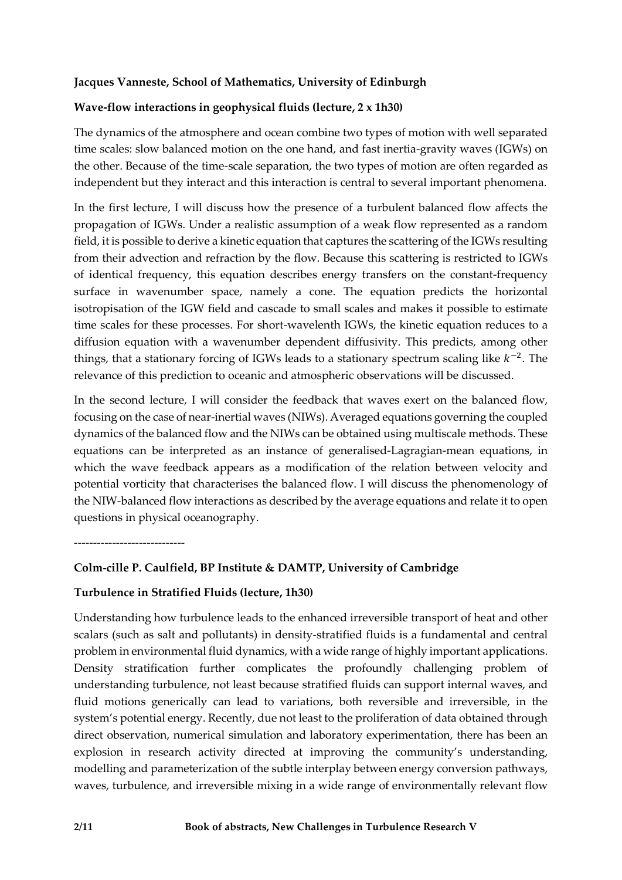**Jacques Vanneste, School of Mathematics, University of Edinburgh**

**Wave-flow interactions in geophysical fluids (lecture, 2 x 1h30)**

The dynamics of the atmosphere and ocean combine two types of motion with well separated time scales: slow balanced motion on the one hand, and fast inertia-gravity waves (IGWs) on the other. Because of the time-scale separation, the two types of motion are often regarded as independent but they interact and this interaction is central to several important phenomena.

In the first lecture, I will discuss how the presence of a turbulent balanced flow affects the propagation of IGWs. Under a realistic assumption of a weak flow represented as a random field, it is possible to derive a kinetic equation that captures the scattering of the IGWs resulting from their advection and refraction by the flow. Because this scattering is restricted to IGWs of identical frequency, this equation describes energy transfers on the constant-frequency surface in wavenumber space, namely a cone. The equation predicts the horizontal isotropisation of the IGW field and cascade to small scales and makes it possible to estimate time scales for these processes. For short-wavelenth IGWs, the kinetic equation reduces to a diffusion equation with a wavenumber dependent diffusivity. This predicts, among other things, that a stationary forcing of IGWs leads to a stationary spectrum scaling like $k^{-2}$. The relevance of this prediction to oceanic and atmospheric observations will be discussed.

In the second lecture, I will consider the feedback that waves exert on the balanced flow, focusing on the case of near-inertial waves (NIWs). Averaged equations governing the coupled dynamics of the balanced flow and the NIWs can be obtained using multiscale methods. These equations can be interpreted as an instance of generalised-Lagragian-mean equations, in which the wave feedback appears as a modification of the relation between velocity and potential vorticity that characterises the balanced flow. I will discuss the phenomenology of the NIW-balanced flow interactions as described by the average equations and relate it to open questions in physical oceanography.

-----------------------------

**Colm-cille P. Caulfield, BP Institute & DAMTP, University of Cambridge**

**Turbulence in Stratified Fluids (lecture, 1h30)**

Understanding how turbulence leads to the enhanced irreversible transport of heat and other scalars (such as salt and pollutants) in density-stratified fluids is a fundamental and central problem in environmental fluid dynamics, with a wide range of highly important applications. Density stratification further complicates the profoundly challenging problem of understanding turbulence, not least because stratified fluids can support internal waves, and fluid motions generically can lead to variations, both reversible and irreversible, in the system's potential energy. Recently, due not least to the proliferation of data obtained through direct observation, numerical simulation and laboratory experimentation, there has been an explosion in research activity directed at improving the community's understanding, modelling and parameterization of the subtle interplay between energy conversion pathways, waves, turbulence, and irreversible mixing in a wide range of environmentally relevant flow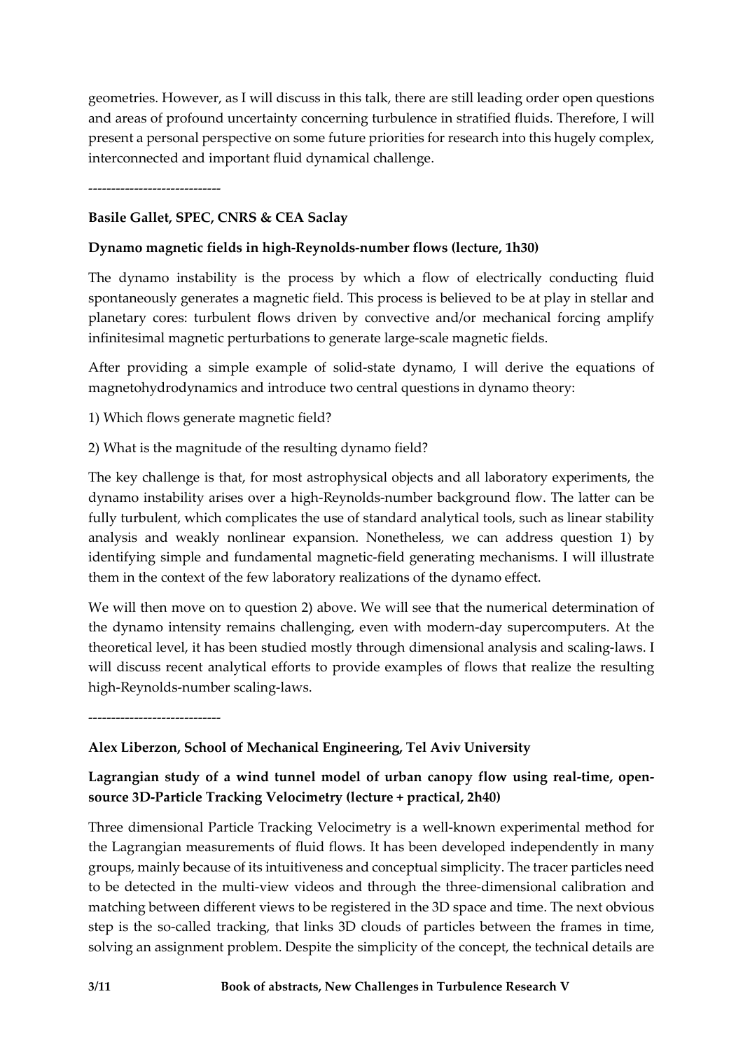geometries. However, as I will discuss in this talk, there are still leading order open questions and areas of profound uncertainty concerning turbulence in stratified fluids. Therefore, I will present a personal perspective on some future priorities for research into this hugely complex, interconnected and important fluid dynamical challenge.

----------------------------

**Basile Gallet, SPEC, CNRS & CEA Saclay**

**Dynamo magnetic fields in high-Reynolds-number flows (lecture, 1h30)**

The dynamo instability is the process by which a flow of electrically conducting fluid spontaneously generates a magnetic field. This process is believed to be at play in stellar and planetary cores: turbulent flows driven by convective and/or mechanical forcing amplify infinitesimal magnetic perturbations to generate large-scale magnetic fields.

After providing a simple example of solid-state dynamo, I will derive the equations of magnetohydrodynamics and introduce two central questions in dynamo theory:

1) Which flows generate magnetic field?

2) What is the magnitude of the resulting dynamo field?

The key challenge is that, for most astrophysical objects and all laboratory experiments, the dynamo instability arises over a high-Reynolds-number background flow. The latter can be fully turbulent, which complicates the use of standard analytical tools, such as linear stability analysis and weakly nonlinear expansion. Nonetheless, we can address question 1) by identifying simple and fundamental magnetic-field generating mechanisms. I will illustrate them in the context of the few laboratory realizations of the dynamo effect.

We will then move on to question 2) above. We will see that the numerical determination of the dynamo intensity remains challenging, even with modern-day supercomputers. At the theoretical level, it has been studied mostly through dimensional analysis and scaling-laws. I will discuss recent analytical efforts to provide examples of flows that realize the resulting high-Reynolds-number scaling-laws.

----------------------------

**Alex Liberzon, School of Mechanical Engineering, Tel Aviv University**

**Lagrangian study of a wind tunnel model of urban canopy flow using real-time, open-source 3D-Particle Tracking Velocimetry (lecture + practical, 2h40)**

Three dimensional Particle Tracking Velocimetry is a well-known experimental method for the Lagrangian measurements of fluid flows. It has been developed independently in many groups, mainly because of its intuitiveness and conceptual simplicity. The tracer particles need to be detected in the multi-view videos and through the three-dimensional calibration and matching between different views to be registered in the 3D space and time. The next obvious step is the so-called tracking, that links 3D clouds of particles between the frames in time, solving an assignment problem. Despite the simplicity of the concept, the technical details are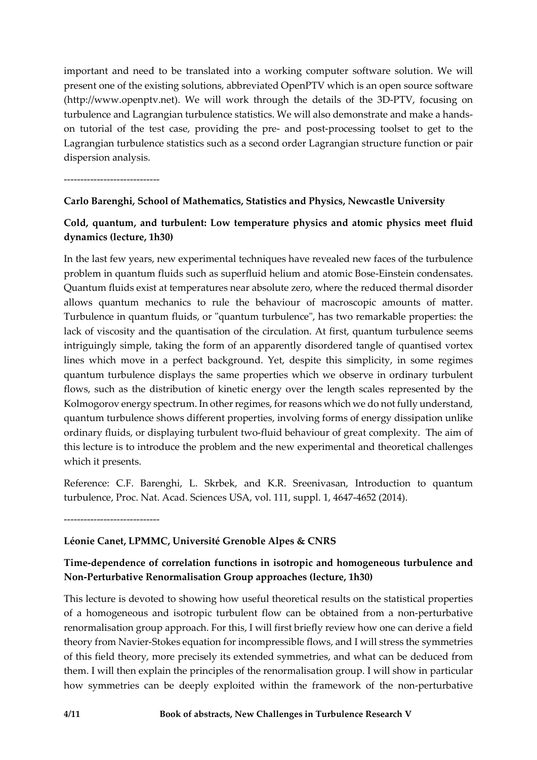important and need to be translated into a working computer software solution. We will present one of the existing solutions, abbreviated OpenPTV which is an open source software (http://www.openptv.net). We will work through the details of the 3D-PTV, focusing on turbulence and Lagrangian turbulence statistics. We will also demonstrate and make a hands-on tutorial of the test case, providing the pre- and post-processing toolset to get to the Lagrangian turbulence statistics such as a second order Lagrangian structure function or pair dispersion analysis.

-----------------------------

**Carlo Barenghi, School of Mathematics, Statistics and Physics, Newcastle University**

**Cold, quantum, and turbulent: Low temperature physics and atomic physics meet fluid dynamics (lecture, 1h30)**

In the last few years, new experimental techniques have revealed new faces of the turbulence problem in quantum fluids such as superfluid helium and atomic Bose-Einstein condensates. Quantum fluids exist at temperatures near absolute zero, where the reduced thermal disorder allows quantum mechanics to rule the behaviour of macroscopic amounts of matter. Turbulence in quantum fluids, or "quantum turbulence", has two remarkable properties: the lack of viscosity and the quantisation of the circulation. At first, quantum turbulence seems intriguingly simple, taking the form of an apparently disordered tangle of quantised vortex lines which move in a perfect background. Yet, despite this simplicity, in some regimes quantum turbulence displays the same properties which we observe in ordinary turbulent flows, such as the distribution of kinetic energy over the length scales represented by the Kolmogorov energy spectrum. In other regimes, for reasons which we do not fully understand, quantum turbulence shows different properties, involving forms of energy dissipation unlike ordinary fluids, or displaying turbulent two-fluid behaviour of great complexity. The aim of this lecture is to introduce the problem and the new experimental and theoretical challenges which it presents.

Reference: C.F. Barenghi, L. Skrbek, and K.R. Sreenivasan, Introduction to quantum turbulence, Proc. Nat. Acad. Sciences USA, vol. 111, suppl. 1, 4647-4652 (2014).

-----------------------------

**Léonie Canet, LPMMC, Université Grenoble Alpes & CNRS**

**Time-dependence of correlation functions in isotropic and homogeneous turbulence and Non-Perturbative Renormalisation Group approaches (lecture, 1h30)**

This lecture is devoted to showing how useful theoretical results on the statistical properties of a homogeneous and isotropic turbulent flow can be obtained from a non-perturbative renormalisation group approach. For this, I will first briefly review how one can derive a field theory from Navier-Stokes equation for incompressible flows, and I will stress the symmetries of this field theory, more precisely its extended symmetries, and what can be deduced from them. I will then explain the principles of the renormalisation group. I will show in particular how symmetries can be deeply exploited within the framework of the non-perturbative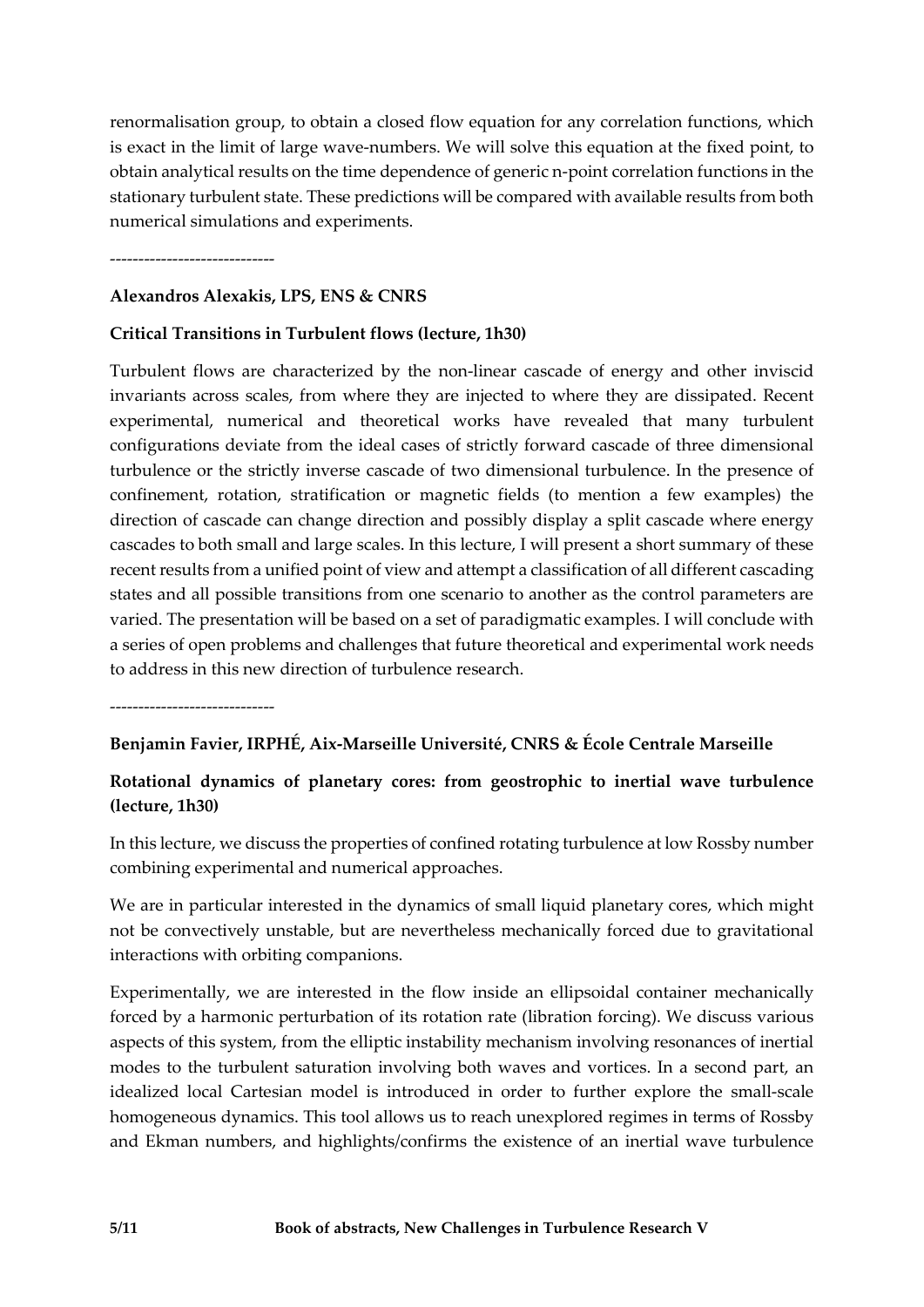renormalisation group, to obtain a closed flow equation for any correlation functions, which is exact in the limit of large wave-numbers. We will solve this equation at the fixed point, to obtain analytical results on the time dependence of generic n-point correlation functions in the stationary turbulent state. These predictions will be compared with available results from both numerical simulations and experiments.

----------------------------

**Alexandros Alexakis, LPS, ENS & CNRS**

**Critical Transitions in Turbulent flows (lecture, 1h30)**

Turbulent flows are characterized by the non-linear cascade of energy and other inviscid invariants across scales, from where they are injected to where they are dissipated. Recent experimental, numerical and theoretical works have revealed that many turbulent configurations deviate from the ideal cases of strictly forward cascade of three dimensional turbulence or the strictly inverse cascade of two dimensional turbulence. In the presence of confinement, rotation, stratification or magnetic fields (to mention a few examples) the direction of cascade can change direction and possibly display a split cascade where energy cascades to both small and large scales. In this lecture, I will present a short summary of these recent results from a unified point of view and attempt a classification of all different cascading states and all possible transitions from one scenario to another as the control parameters are varied. The presentation will be based on a set of paradigmatic examples. I will conclude with a series of open problems and challenges that future theoretical and experimental work needs to address in this new direction of turbulence research.

----------------------------

**Benjamin Favier, IRPHÉ, Aix-Marseille Université, CNRS & École Centrale Marseille**

**Rotational dynamics of planetary cores: from geostrophic to inertial wave turbulence (lecture, 1h30)**

In this lecture, we discuss the properties of confined rotating turbulence at low Rossby number combining experimental and numerical approaches.

We are in particular interested in the dynamics of small liquid planetary cores, which might not be convectively unstable, but are nevertheless mechanically forced due to gravitational interactions with orbiting companions.

Experimentally, we are interested in the flow inside an ellipsoidal container mechanically forced by a harmonic perturbation of its rotation rate (libration forcing). We discuss various aspects of this system, from the elliptic instability mechanism involving resonances of inertial modes to the turbulent saturation involving both waves and vortices. In a second part, an idealized local Cartesian model is introduced in order to further explore the small-scale homogeneous dynamics. This tool allows us to reach unexplored regimes in terms of Rossby and Ekman numbers, and highlights/confirms the existence of an inertial wave turbulence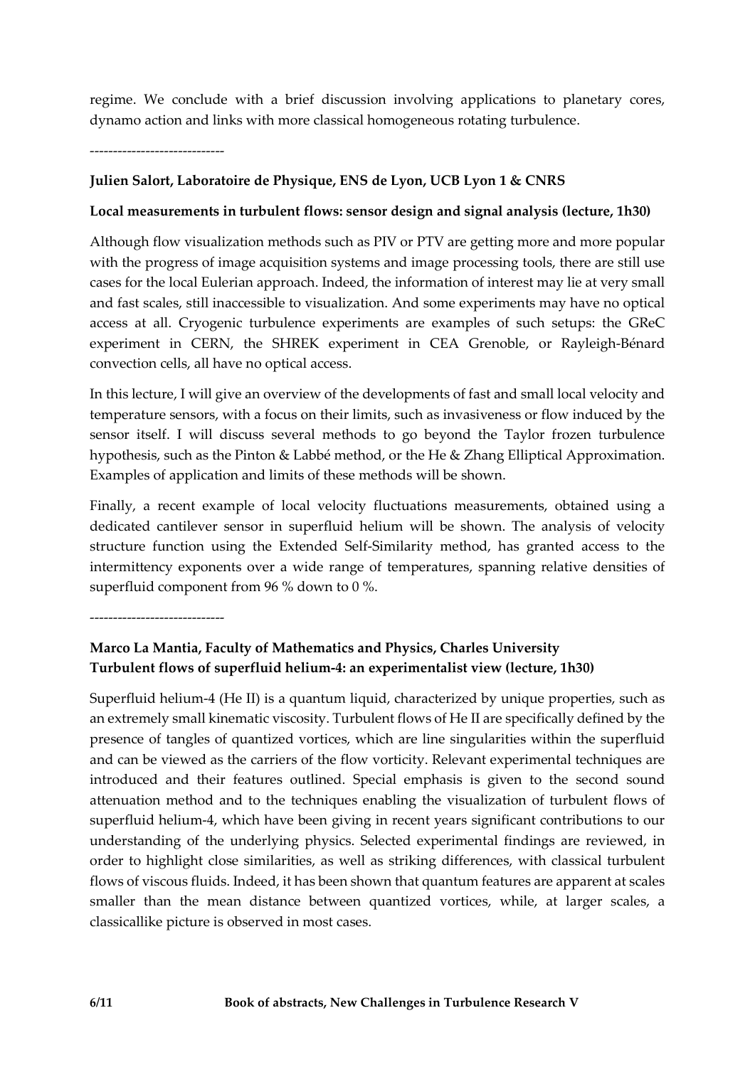regime. We conclude with a brief discussion involving applications to planetary cores, dynamo action and links with more classical homogeneous rotating turbulence.

----------------------------

**Julien Salort, Laboratoire de Physique, ENS de Lyon, UCB Lyon 1 & CNRS**

**Local measurements in turbulent flows: sensor design and signal analysis (lecture, 1h30)**

Although flow visualization methods such as PIV or PTV are getting more and more popular with the progress of image acquisition systems and image processing tools, there are still use cases for the local Eulerian approach. Indeed, the information of interest may lie at very small and fast scales, still inaccessible to visualization. And some experiments may have no optical access at all. Cryogenic turbulence experiments are examples of such setups: the GReC experiment in CERN, the SHREK experiment in CEA Grenoble, or Rayleigh-Bénard convection cells, all have no optical access.

In this lecture, I will give an overview of the developments of fast and small local velocity and temperature sensors, with a focus on their limits, such as invasiveness or flow induced by the sensor itself. I will discuss several methods to go beyond the Taylor frozen turbulence hypothesis, such as the Pinton & Labbé method, or the He & Zhang Elliptical Approximation. Examples of application and limits of these methods will be shown.

Finally, a recent example of local velocity fluctuations measurements, obtained using a dedicated cantilever sensor in superfluid helium will be shown. The analysis of velocity structure function using the Extended Self-Similarity method, has granted access to the intermittency exponents over a wide range of temperatures, spanning relative densities of superfluid component from 96 % down to 0 %.

----------------------------

**Marco La Mantia, Faculty of Mathematics and Physics, Charles University**
**Turbulent flows of superfluid helium-4: an experimentalist view (lecture, 1h30)**

Superfluid helium-4 (He II) is a quantum liquid, characterized by unique properties, such as an extremely small kinematic viscosity. Turbulent flows of He II are specifically defined by the presence of tangles of quantized vortices, which are line singularities within the superfluid and can be viewed as the carriers of the flow vorticity. Relevant experimental techniques are introduced and their features outlined. Special emphasis is given to the second sound attenuation method and to the techniques enabling the visualization of turbulent flows of superfluid helium-4, which have been giving in recent years significant contributions to our understanding of the underlying physics. Selected experimental findings are reviewed, in order to highlight close similarities, as well as striking differences, with classical turbulent flows of viscous fluids. Indeed, it has been shown that quantum features are apparent at scales smaller than the mean distance between quantized vortices, while, at larger scales, a classicallike picture is observed in most cases.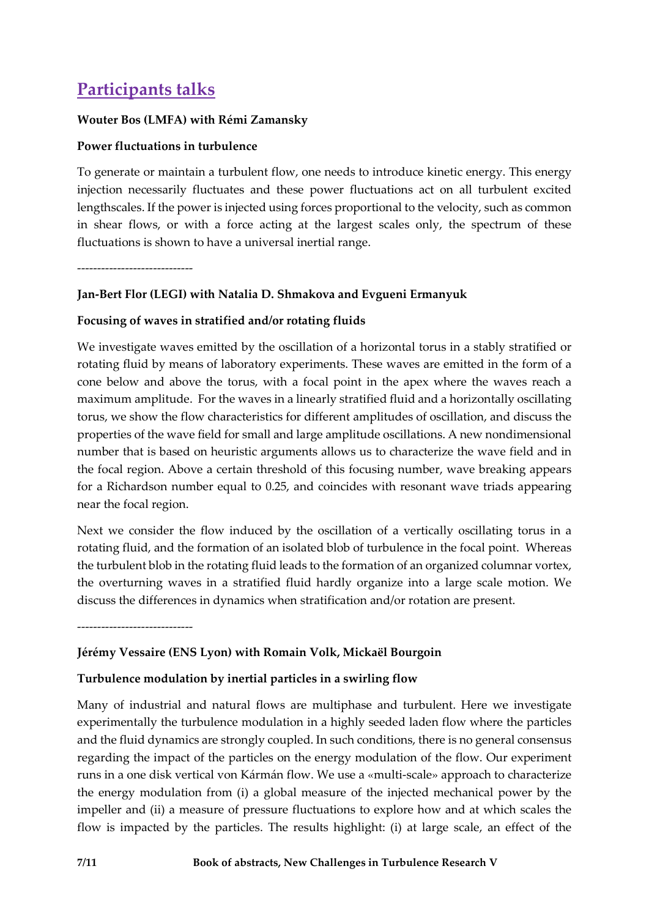## Participants talks

**Wouter Bos (LMFA) with Rémi Zamansky**

**Power fluctuations in turbulence**

To generate or maintain a turbulent flow, one needs to introduce kinetic energy. This energy injection necessarily fluctuates and these power fluctuations act on all turbulent excited lengthscales. If the power is injected using forces proportional to the velocity, such as common in shear flows, or with a force acting at the largest scales only, the spectrum of these fluctuations is shown to have a universal inertial range.

-----------------------------

**Jan-Bert Flor (LEGI) with Natalia D. Shmakova and Evgueni Ermanyuk**

**Focusing of waves in stratified and/or rotating fluids**

We investigate waves emitted by the oscillation of a horizontal torus in a stably stratified or rotating fluid by means of laboratory experiments. These waves are emitted in the form of a cone below and above the torus, with a focal point in the apex where the waves reach a maximum amplitude. For the waves in a linearly stratified fluid and a horizontally oscillating torus, we show the flow characteristics for different amplitudes of oscillation, and discuss the properties of the wave field for small and large amplitude oscillations. A new nondimensional number that is based on heuristic arguments allows us to characterize the wave field and in the focal region. Above a certain threshold of this focusing number, wave breaking appears for a Richardson number equal to 0.25, and coincides with resonant wave triads appearing near the focal region.

Next we consider the flow induced by the oscillation of a vertically oscillating torus in a rotating fluid, and the formation of an isolated blob of turbulence in the focal point. Whereas the turbulent blob in the rotating fluid leads to the formation of an organized columnar vortex, the overturning waves in a stratified fluid hardly organize into a large scale motion. We discuss the differences in dynamics when stratification and/or rotation are present.

-----------------------------

**Jérémy Vessaire (ENS Lyon) with Romain Volk, Mickaël Bourgoin**

**Turbulence modulation by inertial particles in a swirling flow**

Many of industrial and natural flows are multiphase and turbulent. Here we investigate experimentally the turbulence modulation in a highly seeded laden flow where the particles and the fluid dynamics are strongly coupled. In such conditions, there is no general consensus regarding the impact of the particles on the energy modulation of the flow. Our experiment runs in a one disk vertical von Kármán flow. We use a «multi-scale» approach to characterize the energy modulation from (i) a global measure of the injected mechanical power by the impeller and (ii) a measure of pressure fluctuations to explore how and at which scales the flow is impacted by the particles. The results highlight: (i) at large scale, an effect of the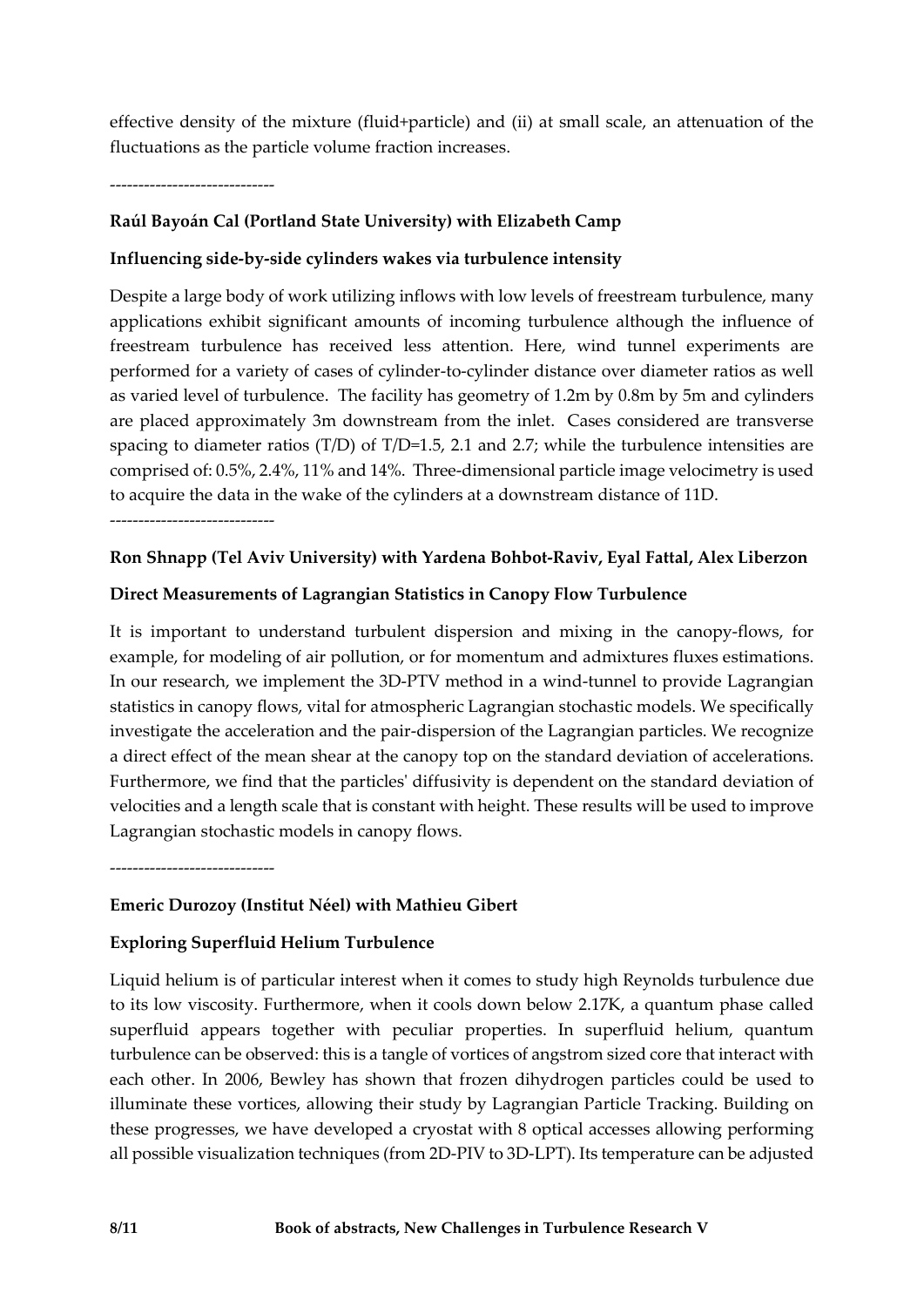effective density of the mixture (fluid+particle) and (ii) at small scale, an attenuation of the fluctuations as the particle volume fraction increases.

-----------------------------

**Raúl Bayoán Cal (Portland State University) with Elizabeth Camp**

**Influencing side-by-side cylinders wakes via turbulence intensity**

Despite a large body of work utilizing inflows with low levels of freestream turbulence, many applications exhibit significant amounts of incoming turbulence although the influence of freestream turbulence has received less attention. Here, wind tunnel experiments are performed for a variety of cases of cylinder-to-cylinder distance over diameter ratios as well as varied level of turbulence. The facility has geometry of 1.2m by 0.8m by 5m and cylinders are placed approximately 3m downstream from the inlet. Cases considered are transverse spacing to diameter ratios (T/D) of T/D=1.5, 2.1 and 2.7; while the turbulence intensities are comprised of: 0.5%, 2.4%, 11% and 14%. Three-dimensional particle image velocimetry is used to acquire the data in the wake of the cylinders at a downstream distance of 11D.

-----------------------------

**Ron Shnapp (Tel Aviv University) with Yardena Bohbot-Raviv, Eyal Fattal, Alex Liberzon**

**Direct Measurements of Lagrangian Statistics in Canopy Flow Turbulence**

It is important to understand turbulent dispersion and mixing in the canopy-flows, for example, for modeling of air pollution, or for momentum and admixtures fluxes estimations. In our research, we implement the 3D-PTV method in a wind-tunnel to provide Lagrangian statistics in canopy flows, vital for atmospheric Lagrangian stochastic models. We specifically investigate the acceleration and the pair-dispersion of the Lagrangian particles. We recognize a direct effect of the mean shear at the canopy top on the standard deviation of accelerations. Furthermore, we find that the particles' diffusivity is dependent on the standard deviation of velocities and a length scale that is constant with height. These results will be used to improve Lagrangian stochastic models in canopy flows.

-----------------------------

**Emeric Durozoy (Institut Néel) with Mathieu Gibert**

**Exploring Superfluid Helium Turbulence**

Liquid helium is of particular interest when it comes to study high Reynolds turbulence due to its low viscosity. Furthermore, when it cools down below 2.17K, a quantum phase called superfluid appears together with peculiar properties. In superfluid helium, quantum turbulence can be observed: this is a tangle of vortices of angstrom sized core that interact with each other. In 2006, Bewley has shown that frozen dihydrogen particles could be used to illuminate these vortices, allowing their study by Lagrangian Particle Tracking. Building on these progresses, we have developed a cryostat with 8 optical accesses allowing performing all possible visualization techniques (from 2D-PIV to 3D-LPT). Its temperature can be adjusted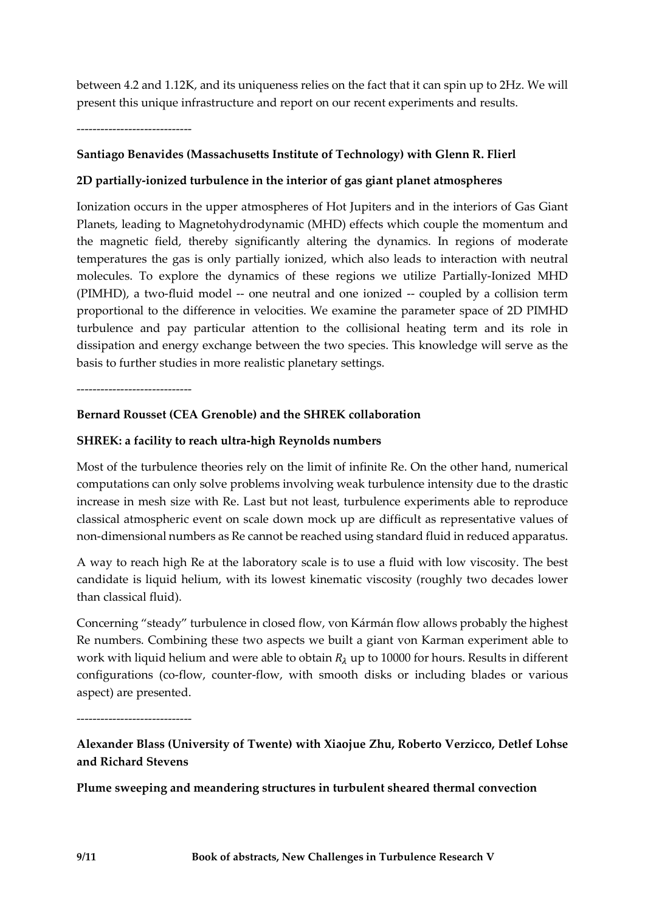between 4.2 and 1.12K, and its uniqueness relies on the fact that it can spin up to 2Hz. We will present this unique infrastructure and report on our recent experiments and results.

-----------------------------

**Santiago Benavides (Massachusetts Institute of Technology) with Glenn R. Flierl**

**2D partially-ionized turbulence in the interior of gas giant planet atmospheres**

Ionization occurs in the upper atmospheres of Hot Jupiters and in the interiors of Gas Giant Planets, leading to Magnetohydrodynamic (MHD) effects which couple the momentum and the magnetic field, thereby significantly altering the dynamics. In regions of moderate temperatures the gas is only partially ionized, which also leads to interaction with neutral molecules. To explore the dynamics of these regions we utilize Partially-Ionized MHD (PIMHD), a two-fluid model -- one neutral and one ionized -- coupled by a collision term proportional to the difference in velocities. We examine the parameter space of 2D PIMHD turbulence and pay particular attention to the collisional heating term and its role in dissipation and energy exchange between the two species. This knowledge will serve as the basis to further studies in more realistic planetary settings.

-----------------------------

**Bernard Rousset (CEA Grenoble) and the SHREK collaboration**

**SHREK: a facility to reach ultra-high Reynolds numbers**

Most of the turbulence theories rely on the limit of infinite Re. On the other hand, numerical computations can only solve problems involving weak turbulence intensity due to the drastic increase in mesh size with Re. Last but not least, turbulence experiments able to reproduce classical atmospheric event on scale down mock up are difficult as representative values of non-dimensional numbers as Re cannot be reached using standard fluid in reduced apparatus.

A way to reach high Re at the laboratory scale is to use a fluid with low viscosity. The best candidate is liquid helium, with its lowest kinematic viscosity (roughly two decades lower than classical fluid).

Concerning "steady" turbulence in closed flow, von Kármán flow allows probably the highest Re numbers. Combining these two aspects we built a giant von Karman experiment able to work with liquid helium and were able to obtain $R_\lambda$ up to 10000 for hours. Results in different configurations (co-flow, counter-flow, with smooth disks or including blades or various aspect) are presented.

-----------------------------

**Alexander Blass (University of Twente) with Xiaojue Zhu, Roberto Verzicco, Detlef Lohse and Richard Stevens**

**Plume sweeping and meandering structures in turbulent sheared thermal convection**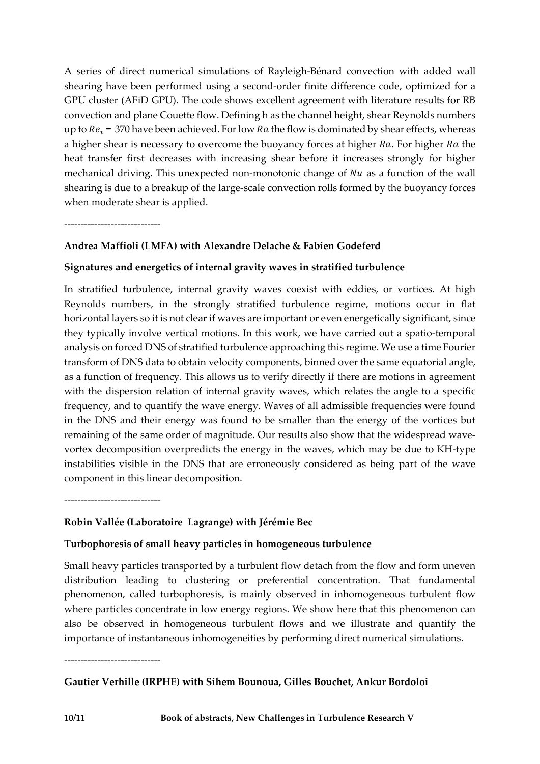A series of direct numerical simulations of Rayleigh-Bénard convection with added wall shearing have been performed using a second-order finite difference code, optimized for a GPU cluster (AFiD GPU). The code shows excellent agreement with literature results for RB convection and plane Couette flow. Defining h as the channel height, shear Reynolds numbers up to $Re_\tau = 370$ have been achieved. For low $Ra$ the flow is dominated by shear effects, whereas a higher shear is necessary to overcome the buoyancy forces at higher $Ra$. For higher $Ra$ the heat transfer first decreases with increasing shear before it increases strongly for higher mechanical driving. This unexpected non-monotonic change of $Nu$ as a function of the wall shearing is due to a breakup of the large-scale convection rolls formed by the buoyancy forces when moderate shear is applied.

-----------------------------

**Andrea Maffioli (LMFA) with Alexandre Delache & Fabien Godeferd**

**Signatures and energetics of internal gravity waves in stratified turbulence**

In stratified turbulence, internal gravity waves coexist with eddies, or vortices. At high Reynolds numbers, in the strongly stratified turbulence regime, motions occur in flat horizontal layers so it is not clear if waves are important or even energetically significant, since they typically involve vertical motions. In this work, we have carried out a spatio-temporal analysis on forced DNS of stratified turbulence approaching this regime. We use a time Fourier transform of DNS data to obtain velocity components, binned over the same equatorial angle, as a function of frequency. This allows us to verify directly if there are motions in agreement with the dispersion relation of internal gravity waves, which relates the angle to a specific frequency, and to quantify the wave energy. Waves of all admissible frequencies were found in the DNS and their energy was found to be smaller than the energy of the vortices but remaining of the same order of magnitude. Our results also show that the widespread wave-vortex decomposition overpredicts the energy in the waves, which may be due to KH-type instabilities visible in the DNS that are erroneously considered as being part of the wave component in this linear decomposition.

-----------------------------

**Robin Vallée (Laboratoire Lagrange) with Jérémie Bec**

**Turbophoresis of small heavy particles in homogeneous turbulence**

Small heavy particles transported by a turbulent flow detach from the flow and form uneven distribution leading to clustering or preferential concentration. That fundamental phenomenon, called turbophoresis, is mainly observed in inhomogeneous turbulent flow where particles concentrate in low energy regions. We show here that this phenomenon can also be observed in homogeneous turbulent flows and we illustrate and quantify the importance of instantaneous inhomogeneities by performing direct numerical simulations.

-----------------------------

**Gautier Verhille (IRPHE) with Sihem Bounoua, Gilles Bouchet, Ankur Bordoloi**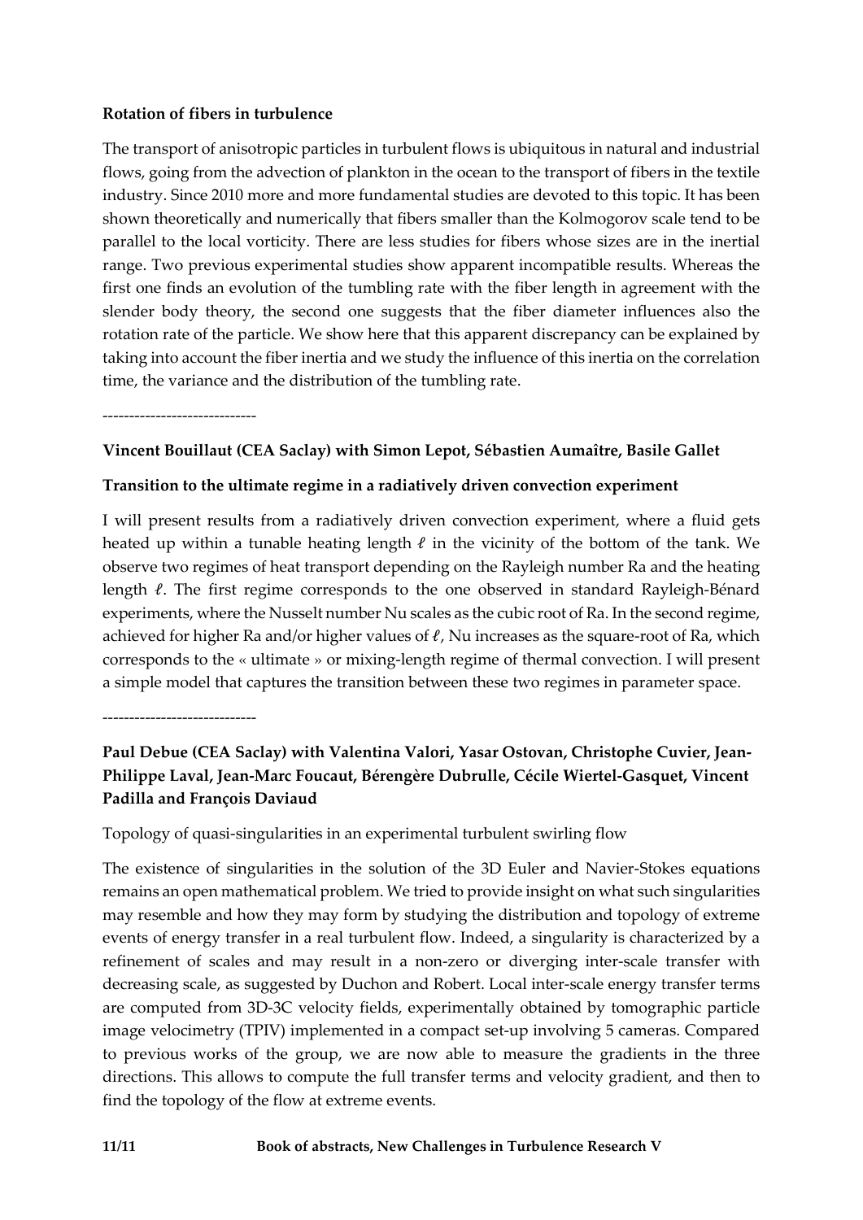**Rotation of fibers in turbulence**

The transport of anisotropic particles in turbulent flows is ubiquitous in natural and industrial flows, going from the advection of plankton in the ocean to the transport of fibers in the textile industry. Since 2010 more and more fundamental studies are devoted to this topic. It has been shown theoretically and numerically that fibers smaller than the Kolmogorov scale tend to be parallel to the local vorticity. There are less studies for fibers whose sizes are in the inertial range. Two previous experimental studies show apparent incompatible results. Whereas the first one finds an evolution of the tumbling rate with the fiber length in agreement with the slender body theory, the second one suggests that the fiber diameter influences also the rotation rate of the particle. We show here that this apparent discrepancy can be explained by taking into account the fiber inertia and we study the influence of this inertia on the correlation time, the variance and the distribution of the tumbling rate.

----------------------------

**Vincent Bouillaut (CEA Saclay) with Simon Lepot, Sébastien Aumaître, Basile Gallet**

**Transition to the ultimate regime in a radiatively driven convection experiment**

I will present results from a radiatively driven convection experiment, where a fluid gets heated up within a tunable heating length $\ell$ in the vicinity of the bottom of the tank. We observe two regimes of heat transport depending on the Rayleigh number Ra and the heating length $\ell$. The first regime corresponds to the one observed in standard Rayleigh-Bénard experiments, where the Nusselt number Nu scales as the cubic root of Ra. In the second regime, achieved for higher Ra and/or higher values of $\ell$, Nu increases as the square-root of Ra, which corresponds to the « ultimate » or mixing-length regime of thermal convection. I will present a simple model that captures the transition between these two regimes in parameter space.

----------------------------

**Paul Debue (CEA Saclay) with Valentina Valori, Yasar Ostovan, Christophe Cuvier, Jean-Philippe Laval, Jean-Marc Foucaut, Bérengère Dubrulle, Cécile Wiertel-Gasquet, Vincent Padilla and François Daviaud**

Topology of quasi-singularities in an experimental turbulent swirling flow

The existence of singularities in the solution of the 3D Euler and Navier-Stokes equations remains an open mathematical problem. We tried to provide insight on what such singularities may resemble and how they may form by studying the distribution and topology of extreme events of energy transfer in a real turbulent flow. Indeed, a singularity is characterized by a refinement of scales and may result in a non-zero or diverging inter-scale transfer with decreasing scale, as suggested by Duchon and Robert. Local inter-scale energy transfer terms are computed from 3D-3C velocity fields, experimentally obtained by tomographic particle image velocimetry (TPIV) implemented in a compact set-up involving 5 cameras. Compared to previous works of the group, we are now able to measure the gradients in the three directions. This allows to compute the full transfer terms and velocity gradient, and then to find the topology of the flow at extreme events.